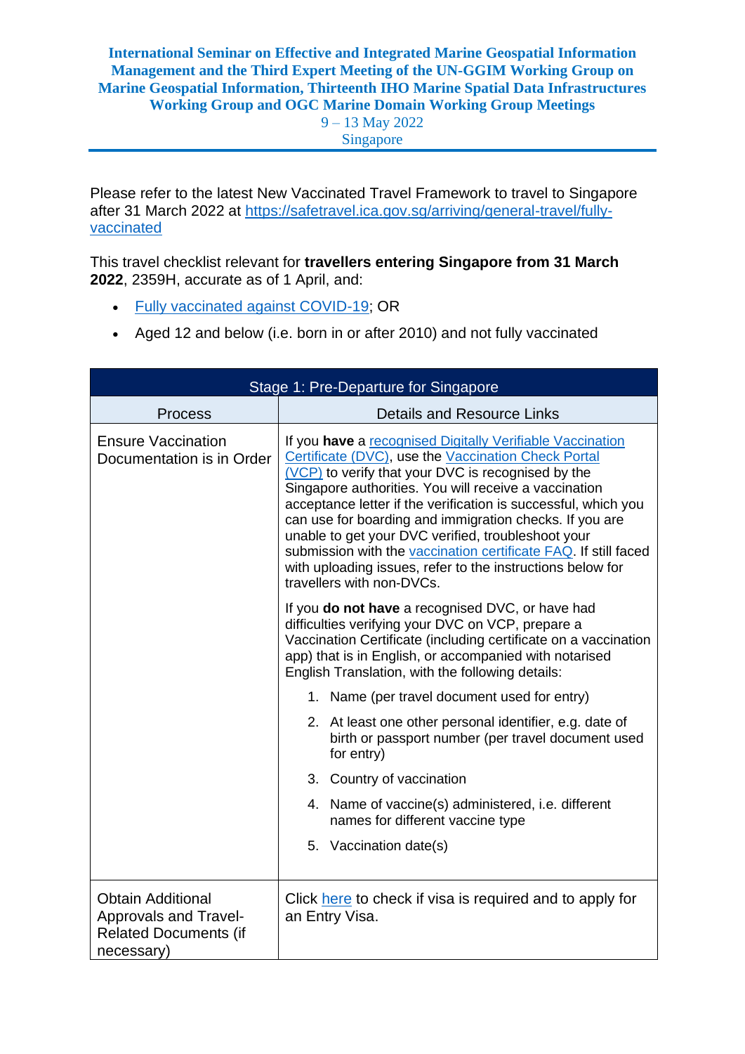**International Seminar on Effective and Integrated Marine Geospatial Information Management and the Third Expert Meeting of the UN-GGIM Working Group on Marine Geospatial Information, Thirteenth IHO Marine Spatial Data Infrastructures Working Group and OGC Marine Domain Working Group Meetings**

9 – 13 May 2022

Singapore

Please refer to the latest New Vaccinated Travel Framework to travel to Singapore after 31 March 2022 at https://safetravel.ica.gov.sg/arriving/general-travel/fully-vaccinated

This travel checklist relevant for **travellers entering Singapore from 31 March 2022**, 2359H, accurate as of 1 April, and:

- Fully vaccinated against COVID-19; OR
- Aged 12 and below (i.e. born in or after 2010) and not fully vaccinated

| Stage 1: Pre-Departure for Singapore | |
|---|---|
| **Process** | **Details and Resource Links** |
| Ensure Vaccination Documentation is in Order | If you **have** a recognised Digitally Verifiable Vaccination Certificate (DVC), use the Vaccination Check Portal (VCP) to verify that your DVC is recognised by the Singapore authorities. You will receive a vaccination acceptance letter if the verification is successful, which you can use for boarding and immigration checks. If you are unable to get your DVC verified, troubleshoot your submission with the vaccination certificate FAQ. If still faced with uploading issues, refer to the instructions below for travellers with non-DVCs.<br><br>If you **do not have** a recognised DVC, or have had difficulties verifying your DVC on VCP, prepare a Vaccination Certificate (including certificate on a vaccination app) that is in English, or accompanied with notarised English Translation, with the following details:<br>1. Name (per travel document used for entry)<br>2. At least one other personal identifier, e.g. date of birth or passport number (per travel document used for entry)<br>3. Country of vaccination<br>4. Name of vaccine(s) administered, i.e. different names for different vaccine type<br>5. Vaccination date(s) |
| Obtain Additional Approvals and Travel-Related Documents (if necessary) | Click here to check if visa is required and to apply for an Entry Visa. |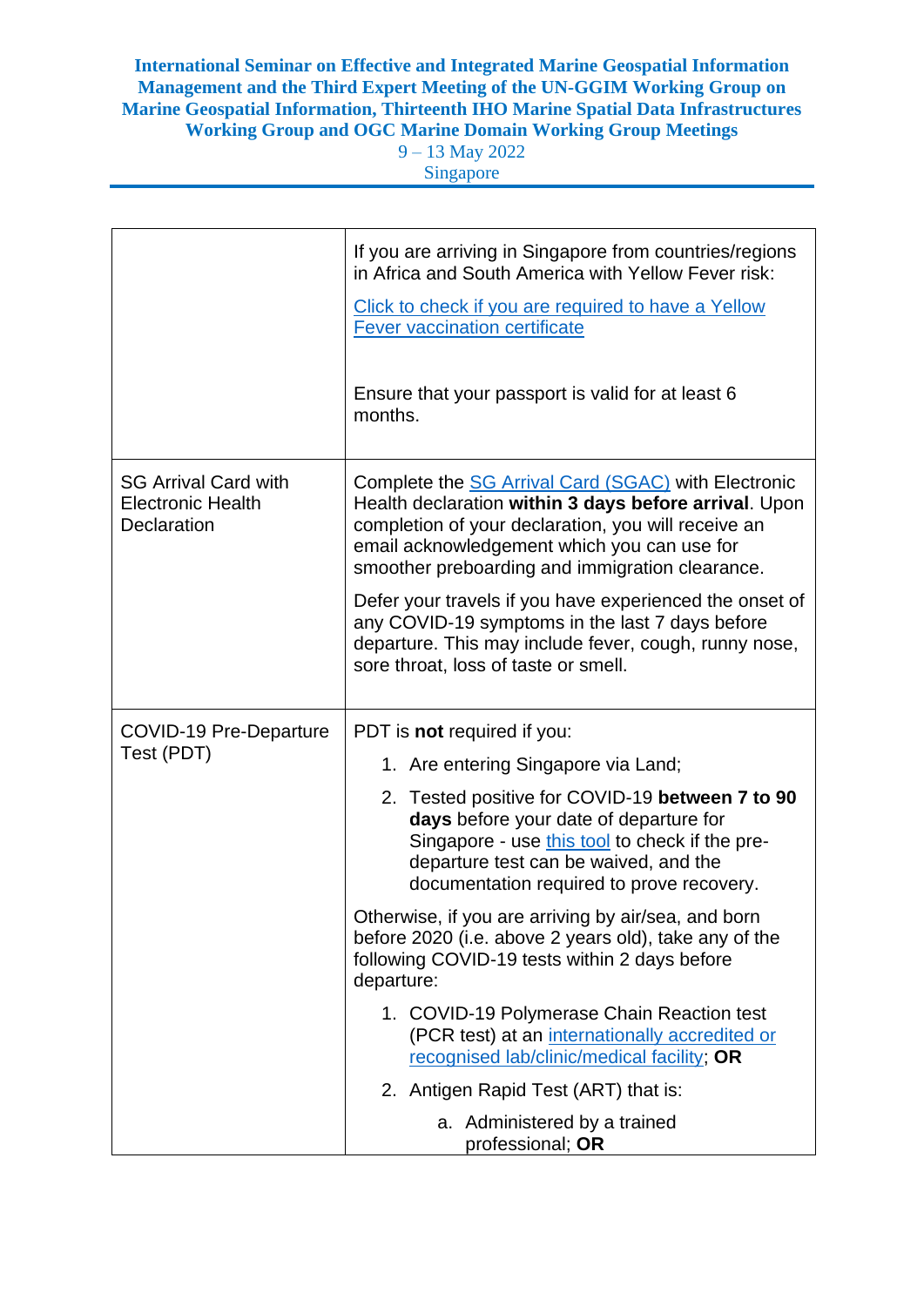| | |
|---|---|
| | If you are arriving in Singapore from countries/regions in Africa and South America with Yellow Fever risk:<br><br>Click to check if you are required to have a Yellow Fever vaccination certificate<br><br>Ensure that your passport is valid for at least 6 months. |
| SG Arrival Card with Electronic Health Declaration | Complete the SG Arrival Card (SGAC) with Electronic Health declaration **within 3 days before arrival**. Upon completion of your declaration, you will receive an email acknowledgement which you can use for smoother preboarding and immigration clearance.<br><br>Defer your travels if you have experienced the onset of any COVID-19 symptoms in the last 7 days before departure. This may include fever, cough, runny nose, sore throat, loss of taste or smell. |
| COVID-19 Pre-Departure Test (PDT) | PDT is **not** required if you:<br>1. Are entering Singapore via Land;<br>2. Tested positive for COVID-19 **between 7 to 90 days** before your date of departure for Singapore - use this tool to check if the pre-departure test can be waived, and the documentation required to prove recovery.<br><br>Otherwise, if you are arriving by air/sea, and born before 2020 (i.e. above 2 years old), take any of the following COVID-19 tests within 2 days before departure:<br>1. COVID-19 Polymerase Chain Reaction test (PCR test) at an internationally accredited or recognised lab/clinic/medical facility; **OR**<br>2. Antigen Rapid Test (ART) that is:<br>a. Administered by a trained professional; **OR** |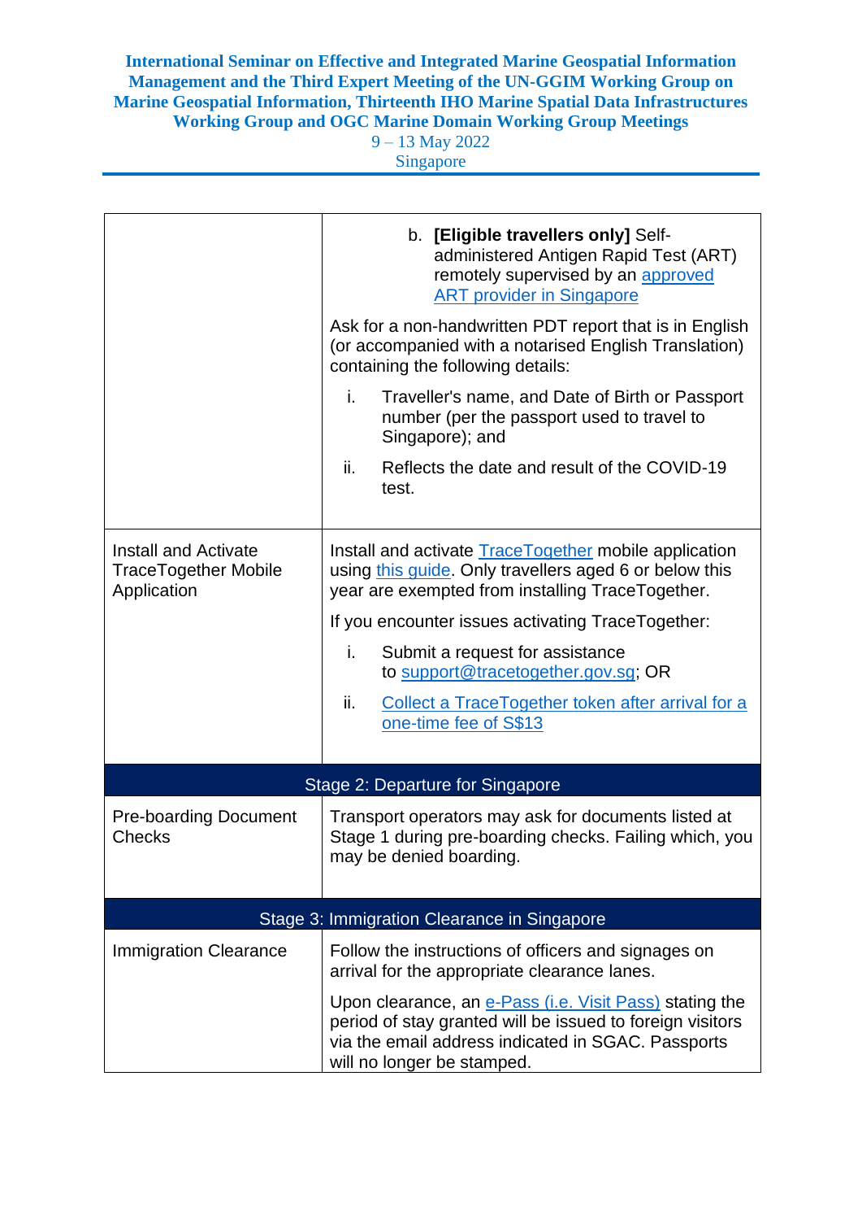| | |
|---|---|
| | b. **[Eligible travellers only]** Self-administered Antigen Rapid Test (ART) remotely supervised by an approved ART provider in Singapore<br><br>Ask for a non-handwritten PDT report that is in English (or accompanied with a notarised English Translation) containing the following details:<br><br>i. Traveller's name, and Date of Birth or Passport number (per the passport used to travel to Singapore); and<br><br>ii. Reflects the date and result of the COVID-19 test. |
| Install and Activate TraceTogether Mobile Application | Install and activate TraceTogether mobile application using this guide. Only travellers aged 6 or below this year are exempted from installing TraceTogether.<br><br>If you encounter issues activating TraceTogether:<br><br>i. Submit a request for assistance to support@tracetogether.gov.sg; OR<br><br>ii. Collect a TraceTogether token after arrival for a one-time fee of S$13 |
| **Stage 2: Departure for Singapore** | |
| Pre-boarding Document Checks | Transport operators may ask for documents listed at Stage 1 during pre-boarding checks. Failing which, you may be denied boarding. |
| **Stage 3: Immigration Clearance in Singapore** | |
| Immigration Clearance | Follow the instructions of officers and signages on arrival for the appropriate clearance lanes.<br><br>Upon clearance, an e-Pass (i.e. Visit Pass) stating the period of stay granted will be issued to foreign visitors via the email address indicated in SGAC. Passports will no longer be stamped. |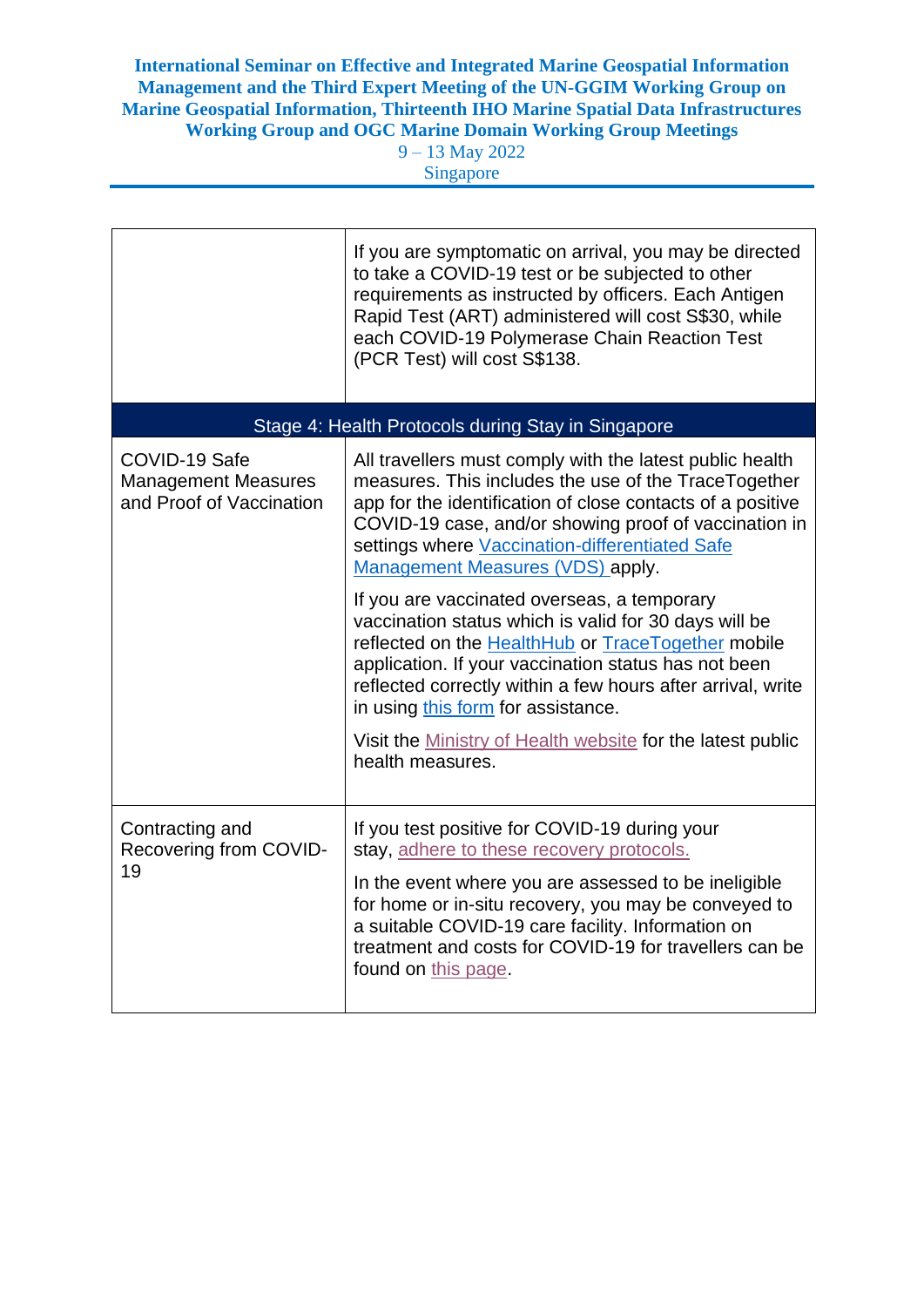| | |
|---|---|
| | If you are symptomatic on arrival, you may be directed to take a COVID-19 test or be subjected to other requirements as instructed by officers. Each Antigen Rapid Test (ART) administered will cost S$30, while each COVID-19 Polymerase Chain Reaction Test (PCR Test) will cost S$138. |
| **Stage 4: Health Protocols during Stay in Singapore** | |
| COVID-19 Safe Management Measures and Proof of Vaccination | All travellers must comply with the latest public health measures. This includes the use of the TraceTogether app for the identification of close contacts of a positive COVID-19 case, and/or showing proof of vaccination in settings where Vaccination-differentiated Safe Management Measures (VDS) apply.<br><br>If you are vaccinated overseas, a temporary vaccination status which is valid for 30 days will be reflected on the HealthHub or TraceTogether mobile application. If your vaccination status has not been reflected correctly within a few hours after arrival, write in using this form for assistance.<br><br>Visit the Ministry of Health website for the latest public health measures. |
| Contracting and Recovering from COVID-19 | If you test positive for COVID-19 during your stay, adhere to these recovery protocols.<br><br>In the event where you are assessed to be ineligible for home or in-situ recovery, you may be conveyed to a suitable COVID-19 care facility. Information on treatment and costs for COVID-19 for travellers can be found on this page. |